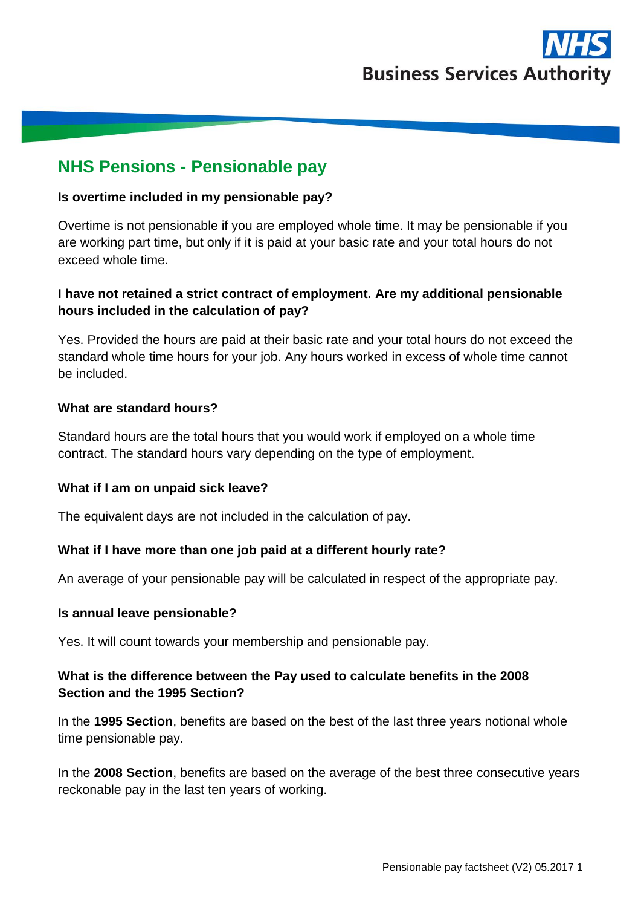NHS Business Services Authority

# NHS Pensions - Pensionable pay

**Is overtime included in my pensionable pay?**

Overtime is not pensionable if you are employed whole time. It may be pensionable if you are working part time, but only if it is paid at your basic rate and your total hours do not exceed whole time.

**I have not retained a strict contract of employment. Are my additional pensionable hours included in the calculation of pay?**

Yes. Provided the hours are paid at their basic rate and your total hours do not exceed the standard whole time hours for your job. Any hours worked in excess of whole time cannot be included.

**What are standard hours?**

Standard hours are the total hours that you would work if employed on a whole time contract. The standard hours vary depending on the type of employment.

**What if I am on unpaid sick leave?**

The equivalent days are not included in the calculation of pay.

**What if I have more than one job paid at a different hourly rate?**

An average of your pensionable pay will be calculated in respect of the appropriate pay.

**Is annual leave pensionable?**

Yes. It will count towards your membership and pensionable pay.

**What is the difference between the Pay used to calculate benefits in the 2008 Section and the 1995 Section?**

In the **1995 Section**, benefits are based on the best of the last three years notional whole time pensionable pay.

In the **2008 Section**, benefits are based on the average of the best three consecutive years reckonable pay in the last ten years of working.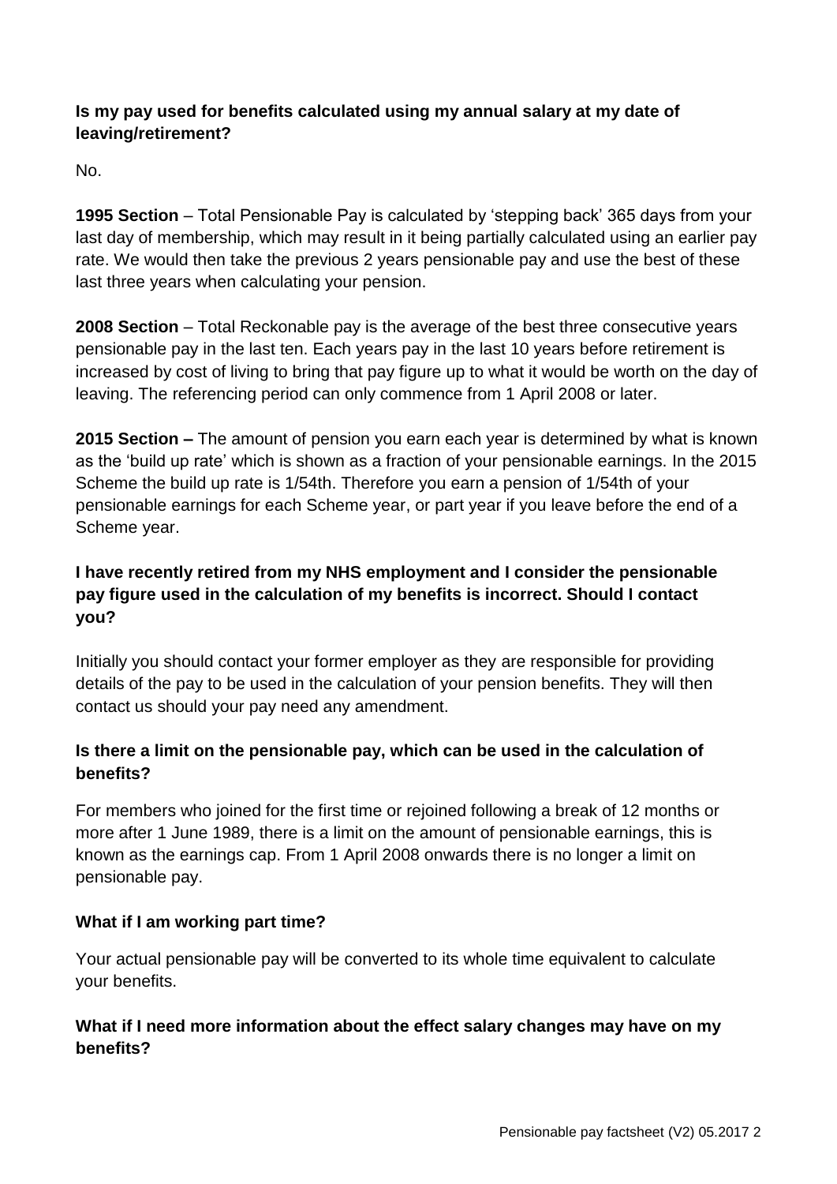**Is my pay used for benefits calculated using my annual salary at my date of leaving/retirement?**

No.

**1995 Section** – Total Pensionable Pay is calculated by 'stepping back' 365 days from your last day of membership, which may result in it being partially calculated using an earlier pay rate. We would then take the previous 2 years pensionable pay and use the best of these last three years when calculating your pension.

**2008 Section** – Total Reckonable pay is the average of the best three consecutive years pensionable pay in the last ten. Each years pay in the last 10 years before retirement is increased by cost of living to bring that pay figure up to what it would be worth on the day of leaving. The referencing period can only commence from 1 April 2008 or later.

**2015 Section –** The amount of pension you earn each year is determined by what is known as the 'build up rate' which is shown as a fraction of your pensionable earnings. In the 2015 Scheme the build up rate is 1/54th. Therefore you earn a pension of 1/54th of your pensionable earnings for each Scheme year, or part year if you leave before the end of a Scheme year.

**I have recently retired from my NHS employment and I consider the pensionable pay figure used in the calculation of my benefits is incorrect. Should I contact you?**

Initially you should contact your former employer as they are responsible for providing details of the pay to be used in the calculation of your pension benefits. They will then contact us should your pay need any amendment.

**Is there a limit on the pensionable pay, which can be used in the calculation of benefits?**

For members who joined for the first time or rejoined following a break of 12 months or more after 1 June 1989, there is a limit on the amount of pensionable earnings, this is known as the earnings cap. From 1 April 2008 onwards there is no longer a limit on pensionable pay.

**What if I am working part time?**

Your actual pensionable pay will be converted to its whole time equivalent to calculate your benefits.

**What if I need more information about the effect salary changes may have on my benefits?**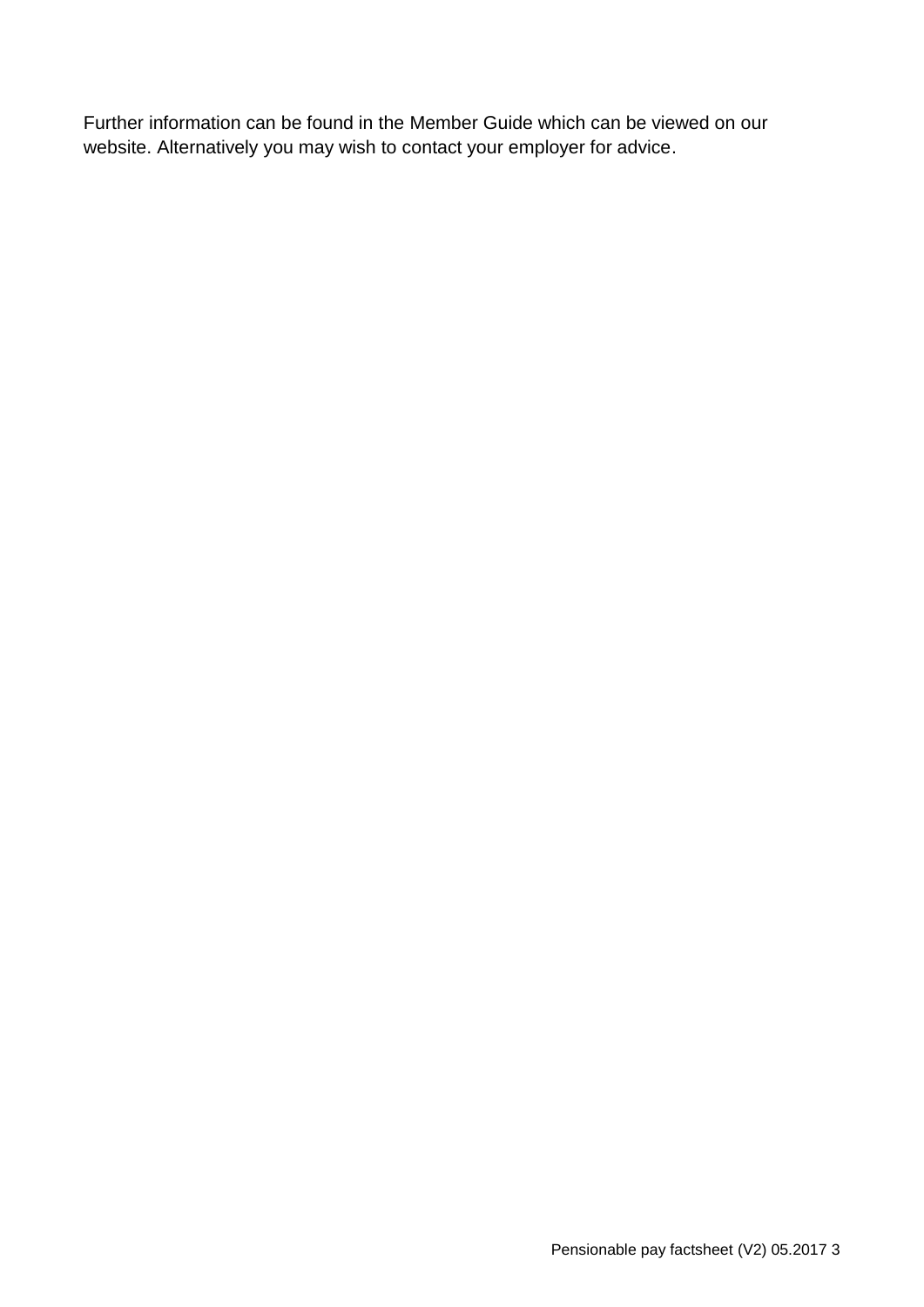Further information can be found in the Member Guide which can be viewed on our website. Alternatively you may wish to contact your employer for advice.